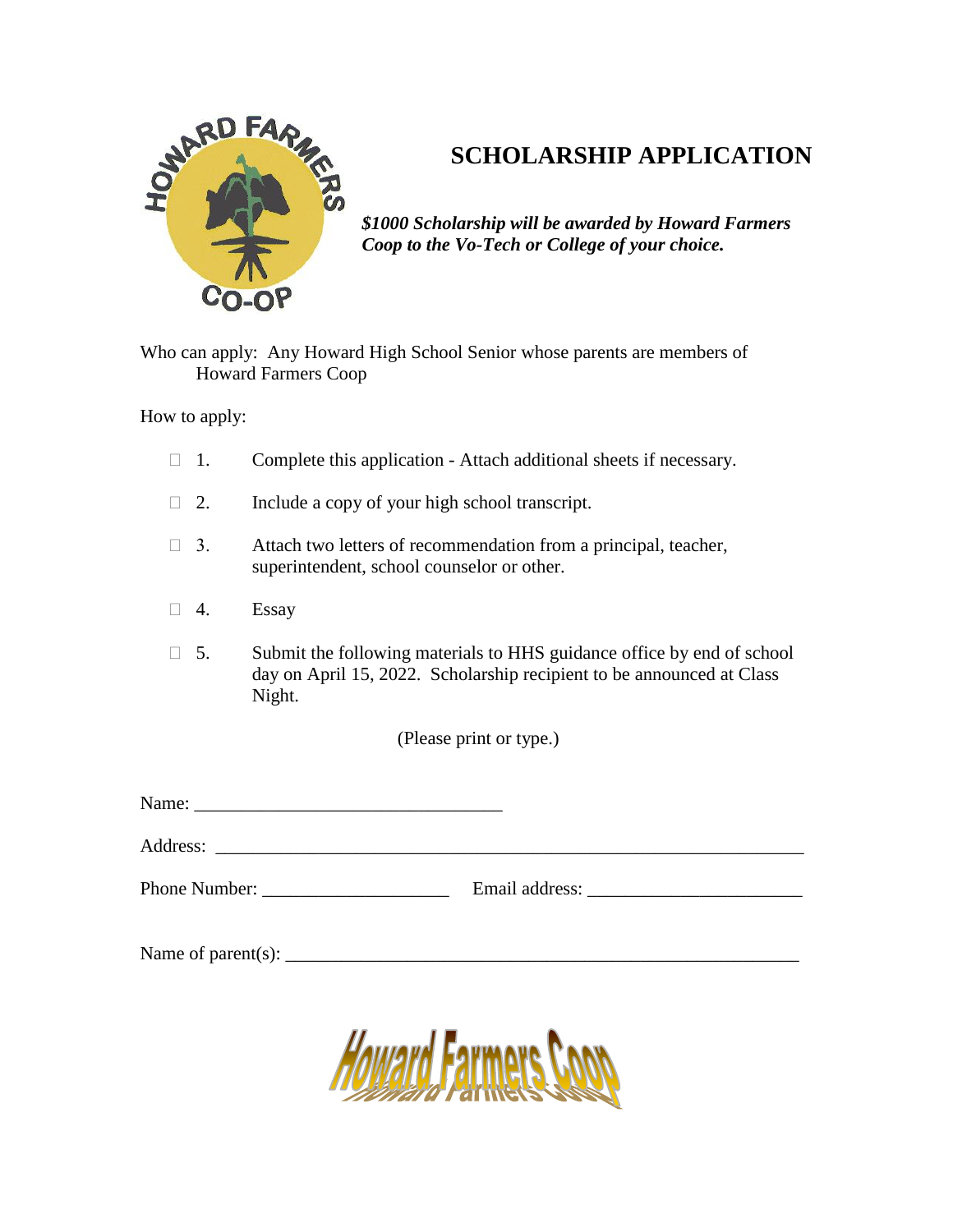# SCHOLARSHIP APPLICATION

***$1000 Scholarship will be awarded by Howard Farmers Coop to the Vo-Tech or College of your choice.***

Who can apply: Any Howard High School Senior whose parents are members of Howard Farmers Coop

How to apply:

- ☐ 1. Complete this application - Attach additional sheets if necessary.
- ☐ 2. Include a copy of your high school transcript.
- ☐ 3. Attach two letters of recommendation from a principal, teacher, superintendent, school counselor or other.
- ☐ 4. Essay
- ☐ 5. Submit the following materials to HHS guidance office by end of school day on April 15, 2022. Scholarship recipient to be announced at Class Night.

(Please print or type.)

Name: ________________________________

Address: _______________________________________________________________

Phone Number: ____________________ Email address: _______________________

Name of parent(s): ________________________________________________________

Howard Farmers Coop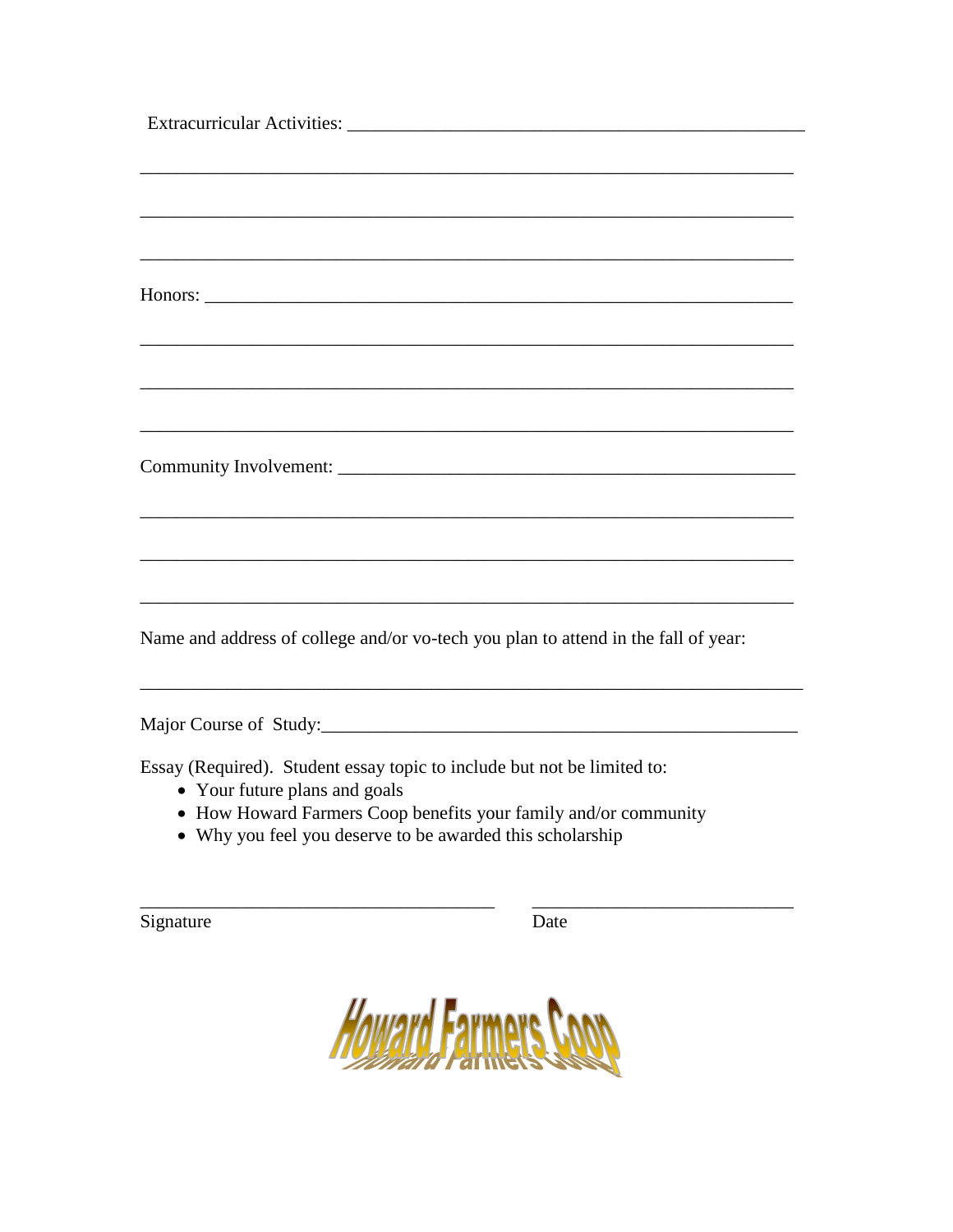Extracurricular Activities: ___________________________________________________

________________________________________________________________________

________________________________________________________________________

________________________________________________________________________

Honors: _________________________________________________________________

________________________________________________________________________

________________________________________________________________________

________________________________________________________________________

Community Involvement: ________________________________________________

________________________________________________________________________

________________________________________________________________________

________________________________________________________________________

Name and address of college and/or vo-tech you plan to attend in the fall of year:

________________________________________________________________________

Major Course of Study:_________________________________________________

Essay (Required). Student essay topic to include but not be limited to:

- Your future plans and goals
- How Howard Farmers Coop benefits your family and/or community
- Why you feel you deserve to be awarded this scholarship

_____________________________________ _________________________

Signature Date

Howard Farmers Coop